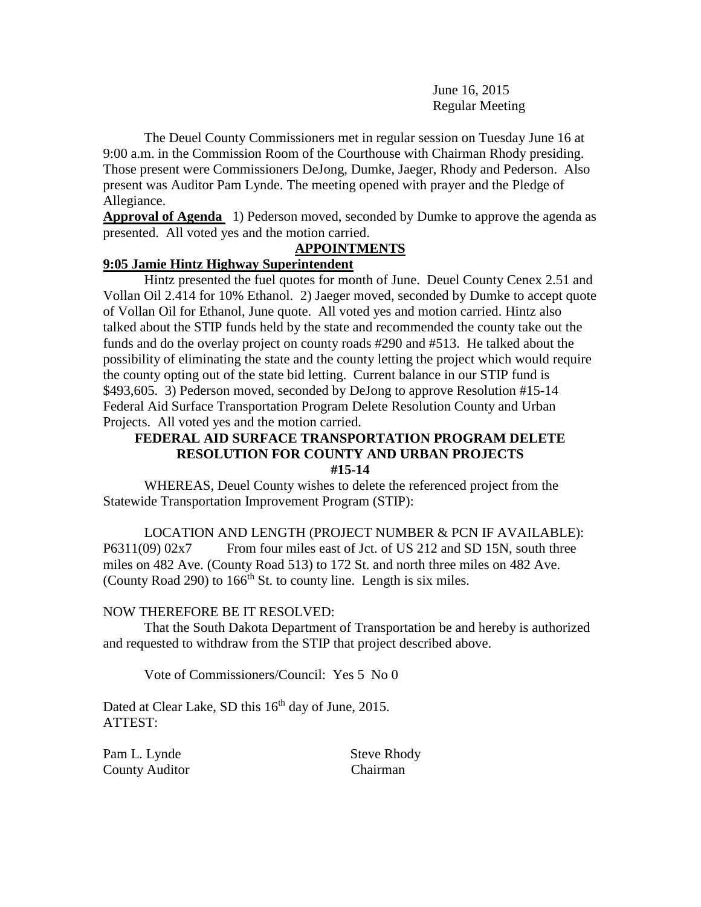June 16, 2015
Regular Meeting

The Deuel County Commissioners met in regular session on Tuesday June 16 at 9:00 a.m. in the Commission Room of the Courthouse with Chairman Rhody presiding. Those present were Commissioners DeJong, Dumke, Jaeger, Rhody and Pederson. Also present was Auditor Pam Lynde. The meeting opened with prayer and the Pledge of Allegiance.

**Approval of Agenda** 1) Pederson moved, seconded by Dumke to approve the agenda as presented. All voted yes and the motion carried.

## APPOINTMENTS

### 9:05 Jamie Hintz Highway Superintendent

Hintz presented the fuel quotes for month of June. Deuel County Cenex 2.51 and Vollan Oil 2.414 for 10% Ethanol. 2) Jaeger moved, seconded by Dumke to accept quote of Vollan Oil for Ethanol, June quote. All voted yes and motion carried. Hintz also talked about the STIP funds held by the state and recommended the county take out the funds and do the overlay project on county roads #290 and #513. He talked about the possibility of eliminating the state and the county letting the project which would require the county opting out of the state bid letting. Current balance in our STIP fund is \$493,605. 3) Pederson moved, seconded by DeJong to approve Resolution #15-14 Federal Aid Surface Transportation Program Delete Resolution County and Urban Projects. All voted yes and the motion carried.

**FEDERAL AID SURFACE TRANSPORTATION PROGRAM DELETE RESOLUTION FOR COUNTY AND URBAN PROJECTS**
**#15-14**

WHEREAS, Deuel County wishes to delete the referenced project from the Statewide Transportation Improvement Program (STIP):

LOCATION AND LENGTH (PROJECT NUMBER & PCN IF AVAILABLE):
P6311(09) 02x7 From four miles east of Jct. of US 212 and SD 15N, south three miles on 482 Ave. (County Road 513) to 172 St. and north three miles on 482 Ave. (County Road 290) to 166th St. to county line. Length is six miles.

NOW THEREFORE BE IT RESOLVED:

That the South Dakota Department of Transportation be and hereby is authorized and requested to withdraw from the STIP that project described above.

Vote of Commissioners/Council: Yes 5 No 0

Dated at Clear Lake, SD this 16th day of June, 2015.
ATTEST:

Pam L. Lynde
County Auditor

Steve Rhody
Chairman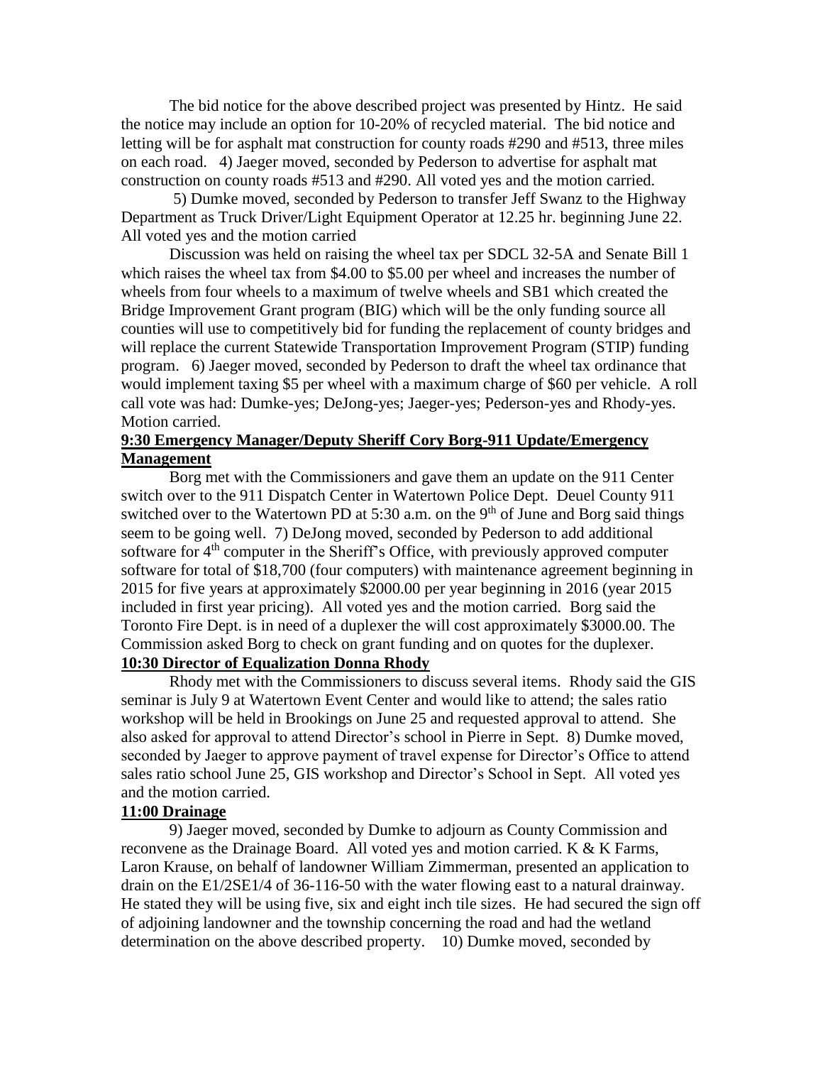The bid notice for the above described project was presented by Hintz. He said the notice may include an option for 10-20% of recycled material. The bid notice and letting will be for asphalt mat construction for county roads #290 and #513, three miles on each road. 4) Jaeger moved, seconded by Pederson to advertise for asphalt mat construction on county roads #513 and #290. All voted yes and the motion carried.

5) Dumke moved, seconded by Pederson to transfer Jeff Swanz to the Highway Department as Truck Driver/Light Equipment Operator at 12.25 hr. beginning June 22. All voted yes and the motion carried

Discussion was held on raising the wheel tax per SDCL 32-5A and Senate Bill 1 which raises the wheel tax from \$4.00 to \$5.00 per wheel and increases the number of wheels from four wheels to a maximum of twelve wheels and SB1 which created the Bridge Improvement Grant program (BIG) which will be the only funding source all counties will use to competitively bid for funding the replacement of county bridges and will replace the current Statewide Transportation Improvement Program (STIP) funding program. 6) Jaeger moved, seconded by Pederson to draft the wheel tax ordinance that would implement taxing \$5 per wheel with a maximum charge of \$60 per vehicle. A roll call vote was had: Dumke-yes; DeJong-yes; Jaeger-yes; Pederson-yes and Rhody-yes. Motion carried.

**9:30 Emergency Manager/Deputy Sheriff Cory Borg-911 Update/Emergency Management**

Borg met with the Commissioners and gave them an update on the 911 Center switch over to the 911 Dispatch Center in Watertown Police Dept. Deuel County 911 switched over to the Watertown PD at 5:30 a.m. on the 9th of June and Borg said things seem to be going well. 7) DeJong moved, seconded by Pederson to add additional software for 4th computer in the Sheriff's Office, with previously approved computer software for total of \$18,700 (four computers) with maintenance agreement beginning in 2015 for five years at approximately \$2000.00 per year beginning in 2016 (year 2015 included in first year pricing). All voted yes and the motion carried. Borg said the Toronto Fire Dept. is in need of a duplexer the will cost approximately \$3000.00. The Commission asked Borg to check on grant funding and on quotes for the duplexer.

**10:30 Director of Equalization Donna Rhody**

Rhody met with the Commissioners to discuss several items. Rhody said the GIS seminar is July 9 at Watertown Event Center and would like to attend; the sales ratio workshop will be held in Brookings on June 25 and requested approval to attend. She also asked for approval to attend Director's school in Pierre in Sept. 8) Dumke moved, seconded by Jaeger to approve payment of travel expense for Director's Office to attend sales ratio school June 25, GIS workshop and Director's School in Sept. All voted yes and the motion carried.

**11:00 Drainage**

9) Jaeger moved, seconded by Dumke to adjourn as County Commission and reconvene as the Drainage Board. All voted yes and motion carried. K & K Farms, Laron Krause, on behalf of landowner William Zimmerman, presented an application to drain on the E1/2SE1/4 of 36-116-50 with the water flowing east to a natural drainway. He stated they will be using five, six and eight inch tile sizes. He had secured the sign off of adjoining landowner and the township concerning the road and had the wetland determination on the above described property. 10) Dumke moved, seconded by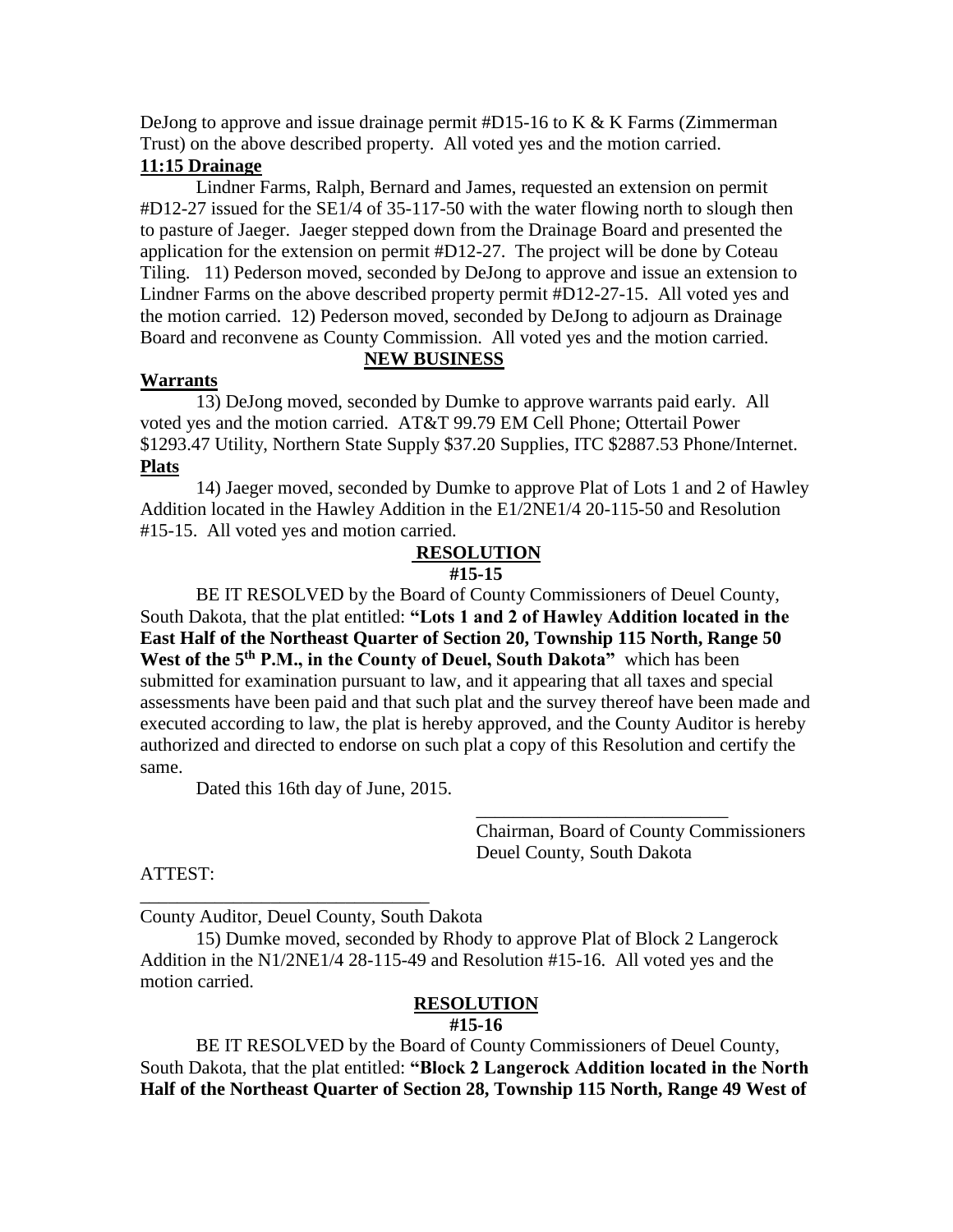DeJong to approve and issue drainage permit #D15-16 to K & K Farms (Zimmerman Trust) on the above described property. All voted yes and the motion carried.

**11:15 Drainage**

Lindner Farms, Ralph, Bernard and James, requested an extension on permit #D12-27 issued for the SE1/4 of 35-117-50 with the water flowing north to slough then to pasture of Jaeger. Jaeger stepped down from the Drainage Board and presented the application for the extension on permit #D12-27. The project will be done by Coteau Tiling. 11) Pederson moved, seconded by DeJong to approve and issue an extension to Lindner Farms on the above described property permit #D12-27-15. All voted yes and the motion carried. 12) Pederson moved, seconded by DeJong to adjourn as Drainage Board and reconvene as County Commission. All voted yes and the motion carried.

**NEW BUSINESS**

**Warrants**

13) DeJong moved, seconded by Dumke to approve warrants paid early. All voted yes and the motion carried. AT&T 99.79 EM Cell Phone; Ottertail Power $1293.47 Utility, Northern State Supply $37.20 Supplies, ITC $2887.53 Phone/Internet.

**Plats**

14) Jaeger moved, seconded by Dumke to approve Plat of Lots 1 and 2 of Hawley Addition located in the Hawley Addition in the E1/2NE1/4 20-115-50 and Resolution #15-15. All voted yes and motion carried.

**RESOLUTION**
**#15-15**

BE IT RESOLVED by the Board of County Commissioners of Deuel County, South Dakota, that the plat entitled: **"Lots 1 and 2 of Hawley Addition located in the East Half of the Northeast Quarter of Section 20, Township 115 North, Range 50 West of the 5th P.M., in the County of Deuel, South Dakota"** which has been submitted for examination pursuant to law, and it appearing that all taxes and special assessments have been paid and that such plat and the survey thereof have been made and executed according to law, the plat is hereby approved, and the County Auditor is hereby authorized and directed to endorse on such plat a copy of this Resolution and certify the same.

Dated this 16th day of June, 2015.

___________________________
Chairman, Board of County Commissioners
Deuel County, South Dakota

ATTEST:

_______________________________
County Auditor, Deuel County, South Dakota

15) Dumke moved, seconded by Rhody to approve Plat of Block 2 Langerock Addition in the N1/2NE1/4 28-115-49 and Resolution #15-16. All voted yes and the motion carried.

**RESOLUTION**
**#15-16**

BE IT RESOLVED by the Board of County Commissioners of Deuel County, South Dakota, that the plat entitled: **"Block 2 Langerock Addition located in the North Half of the Northeast Quarter of Section 28, Township 115 North, Range 49 West of**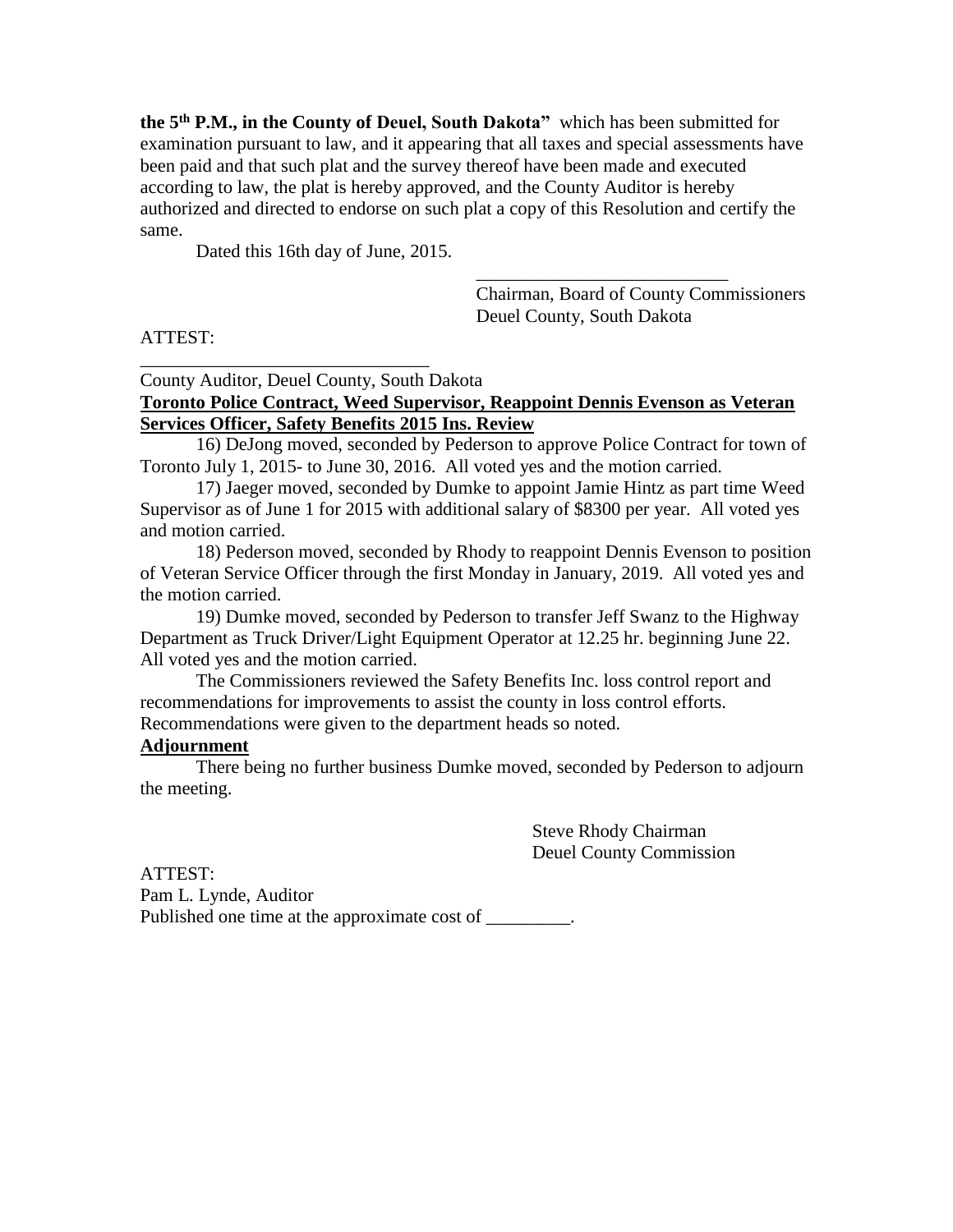**the 5th P.M., in the County of Deuel, South Dakota"** which has been submitted for examination pursuant to law, and it appearing that all taxes and special assessments have been paid and that such plat and the survey thereof have been made and executed according to law, the plat is hereby approved, and the County Auditor is hereby authorized and directed to endorse on such plat a copy of this Resolution and certify the same.

Dated this 16th day of June, 2015.

\_\_\_\_\_\_\_\_\_\_\_\_\_\_\_\_\_\_\_\_\_\_\_\_\_\_\_
Chairman, Board of County Commissioners
Deuel County, South Dakota

ATTEST:

\_\_\_\_\_\_\_\_\_\_\_\_\_\_\_\_\_\_\_\_\_\_\_\_\_\_\_\_\_\_\_
County Auditor, Deuel County, South Dakota

**Toronto Police Contract, Weed Supervisor, Reappoint Dennis Evenson as Veteran Services Officer, Safety Benefits 2015 Ins. Review**

16) DeJong moved, seconded by Pederson to approve Police Contract for town of Toronto July 1, 2015- to June 30, 2016. All voted yes and the motion carried.

17) Jaeger moved, seconded by Dumke to appoint Jamie Hintz as part time Weed Supervisor as of June 1 for 2015 with additional salary of $8300 per year. All voted yes and motion carried.

18) Pederson moved, seconded by Rhody to reappoint Dennis Evenson to position of Veteran Service Officer through the first Monday in January, 2019. All voted yes and the motion carried.

19) Dumke moved, seconded by Pederson to transfer Jeff Swanz to the Highway Department as Truck Driver/Light Equipment Operator at 12.25 hr. beginning June 22. All voted yes and the motion carried.

The Commissioners reviewed the Safety Benefits Inc. loss control report and recommendations for improvements to assist the county in loss control efforts. Recommendations were given to the department heads so noted.

**Adjournment**

There being no further business Dumke moved, seconded by Pederson to adjourn the meeting.

Steve Rhody Chairman
Deuel County Commission

ATTEST:
Pam L. Lynde, Auditor
Published one time at the approximate cost of \_\_\_\_\_\_\_\_\_.